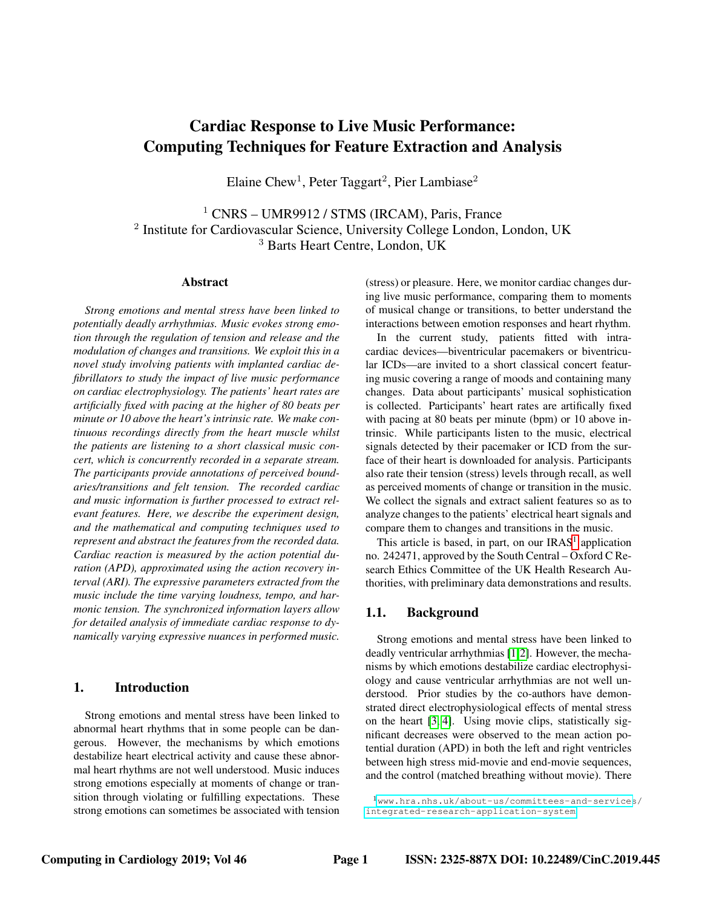# Cardiac Response to Live Music Performance: Computing Techniques for Feature Extraction and Analysis

Elaine Chew[1], Peter Taggart[2], Pier Lambiase[2]

[1] CNRS – UMR9912 / STMS (IRCAM), Paris, France
[2] Institute for Cardiovascular Science, University College London, London, UK
[3] Barts Heart Centre, London, UK

## Abstract

*Strong emotions and mental stress have been linked to potentially deadly arrhythmias. Music evokes strong emotion through the regulation of tension and release and the modulation of changes and transitions. We exploit this in a novel study involving patients with implanted cardiac defibrillators to study the impact of live music performance on cardiac electrophysiology. The patients' heart rates are artificially fixed with pacing at the higher of 80 beats per minute or 10 above the heart's intrinsic rate. We make continuous recordings directly from the heart muscle whilst the patients are listening to a short classical music concert, which is concurrently recorded in a separate stream. The participants provide annotations of perceived boundaries/transitions and felt tension. The recorded cardiac and music information is further processed to extract relevant features. Here, we describe the experiment design, and the mathematical and computing techniques used to represent and abstract the features from the recorded data. Cardiac reaction is measured by the action potential duration (APD), approximated using the action recovery interval (ARI). The expressive parameters extracted from the music include the time varying loudness, tempo, and harmonic tension. The synchronized information layers allow for detailed analysis of immediate cardiac response to dynamically varying expressive nuances in performed music.*

## 1. Introduction

Strong emotions and mental stress have been linked to abnormal heart rhythms that in some people can be dangerous. However, the mechanisms by which emotions destabilize heart electrical activity and cause these abnormal heart rhythms are not well understood. Music induces strong emotions especially at moments of change or transition through violating or fulfilling expectations. These strong emotions can sometimes be associated with tension (stress) or pleasure. Here, we monitor cardiac changes during live music performance, comparing them to moments of musical change or transitions, to better understand the interactions between emotion responses and heart rhythm.

In the current study, patients fitted with intracardiac devices—biventricular pacemakers or biventricular ICDs—are invited to a short classical concert featuring music covering a range of moods and containing many changes. Data about participants' musical sophistication is collected. Participants' heart rates are artificially fixed with pacing at 80 beats per minute (bpm) or 10 above intrinsic. While participants listen to the music, electrical signals detected by their pacemaker or ICD from the surface of their heart is downloaded for analysis. Participants also rate their tension (stress) levels through recall, as well as perceived moments of change or transition in the music. We collect the signals and extract salient features so as to analyze changes to the patients' electrical heart signals and compare them to changes and transitions in the music.

This article is based, in part, on our IRAS[1] application no. 242471, approved by the South Central – Oxford C Research Ethics Committee of the UK Health Research Authorities, with preliminary data demonstrations and results.

### 1.1. Background

Strong emotions and mental stress have been linked to deadly ventricular arrhythmias [1,2]. However, the mechanisms by which emotions destabilize cardiac electrophysiology and cause ventricular arrhythmias are not well understood. Prior studies by the co-authors have demonstrated direct electrophysiological effects of mental stress on the heart [3,4]. Using movie clips, statistically significant decreases were observed to the mean action potential duration (APD) in both the left and right ventricles between high stress mid-movie and end-movie sequences, and the control (matched breathing without movie). There

[1] www.hra.nhs.uk/about-us/committees-and-services/integrated-research-application-system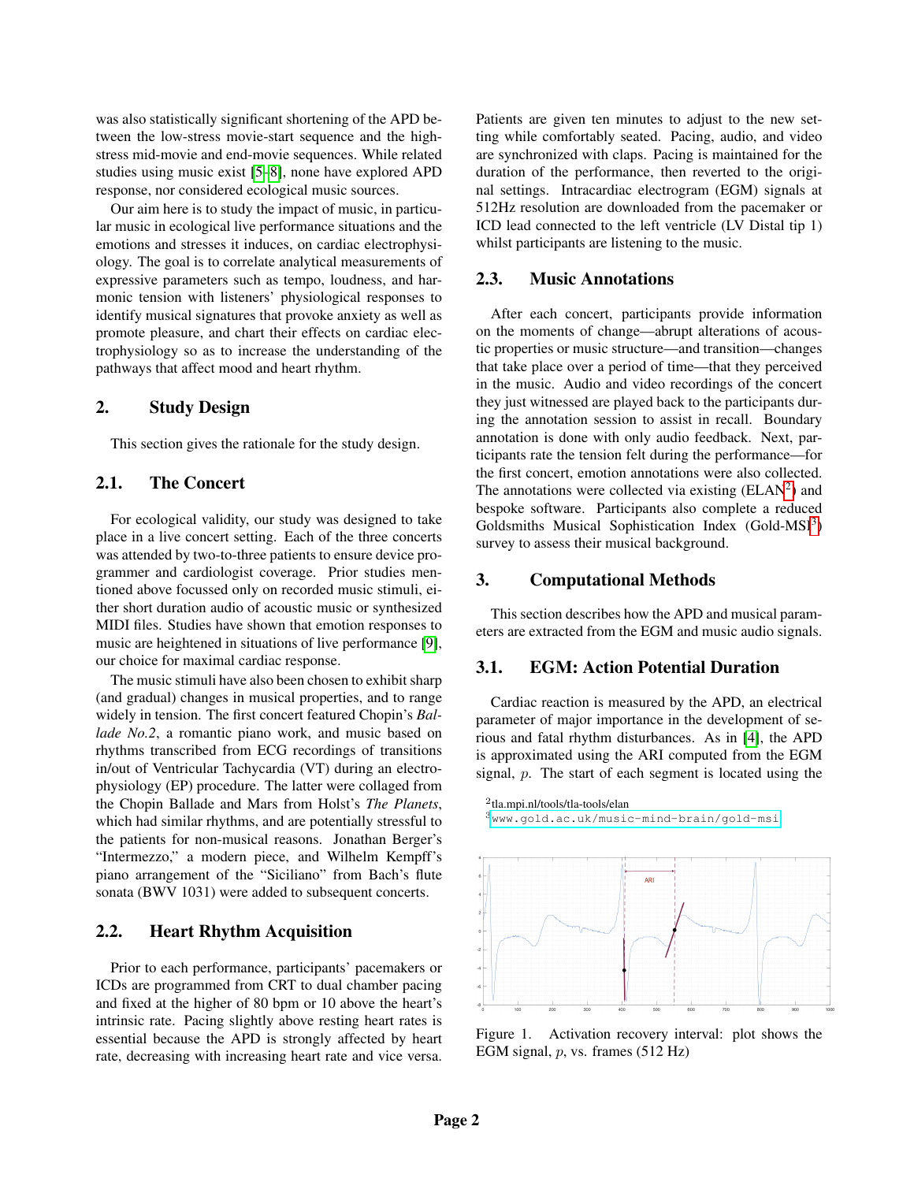was also statistically significant shortening of the APD between the low-stress movie-start sequence and the high-stress mid-movie and end-movie sequences. While related studies using music exist [5–8], none have explored APD response, nor considered ecological music sources.

Our aim here is to study the impact of music, in particular music in ecological live performance situations and the emotions and stresses it induces, on cardiac electrophysiology. The goal is to correlate analytical measurements of expressive parameters such as tempo, loudness, and harmonic tension with listeners' physiological responses to identify musical signatures that provoke anxiety as well as promote pleasure, and chart their effects on cardiac electrophysiology so as to increase the understanding of the pathways that affect mood and heart rhythm.

## 2. Study Design

This section gives the rationale for the study design.

### 2.1. The Concert

For ecological validity, our study was designed to take place in a live concert setting. Each of the three concerts was attended by two-to-three patients to ensure device programmer and cardiologist coverage. Prior studies mentioned above focussed only on recorded music stimuli, either short duration audio of acoustic music or synthesized MIDI files. Studies have shown that emotion responses to music are heightened in situations of live performance [9], our choice for maximal cardiac response.

The music stimuli have also been chosen to exhibit sharp (and gradual) changes in musical properties, and to range widely in tension. The first concert featured Chopin's *Ballade No.2*, a romantic piano work, and music based on rhythms transcribed from ECG recordings of transitions in/out of Ventricular Tachycardia (VT) during an electrophysiology (EP) procedure. The latter were collaged from the Chopin Ballade and Mars from Holst's *The Planets*, which had similar rhythms, and are potentially stressful to the patients for non-musical reasons. Jonathan Berger's "Intermezzo," a modern piece, and Wilhelm Kempff's piano arrangement of the "Siciliano" from Bach's flute sonata (BWV 1031) were added to subsequent concerts.

### 2.2. Heart Rhythm Acquisition

Prior to each performance, participants' pacemakers or ICDs are programmed from CRT to dual chamber pacing and fixed at the higher of 80 bpm or 10 above the heart's intrinsic rate. Pacing slightly above resting heart rates is essential because the APD is strongly affected by heart rate, decreasing with increasing heart rate and vice versa. Patients are given ten minutes to adjust to the new setting while comfortably seated. Pacing, audio, and video are synchronized with claps. Pacing is maintained for the duration of the performance, then reverted to the original settings. Intracardiac electrogram (EGM) signals at 512Hz resolution are downloaded from the pacemaker or ICD lead connected to the left ventricle (LV Distal tip 1) whilst participants are listening to the music.

### 2.3. Music Annotations

After each concert, participants provide information on the moments of change—abrupt alterations of acoustic properties or music structure—and transition—changes that take place over a period of time—that they perceived in the music. Audio and video recordings of the concert they just witnessed are played back to the participants during the annotation session to assist in recall. Boundary annotation is done with only audio feedback. Next, participants rate the tension felt during the performance—for the first concert, emotion annotations were also collected. The annotations were collected via existing (ELAN[2]) and bespoke software. Participants also complete a reduced Goldsmiths Musical Sophistication Index (Gold-MSI[3]) survey to assess their musical background.

## 3. Computational Methods

This section describes how the APD and musical parameters are extracted from the EGM and music audio signals.

### 3.1. EGM: Action Potential Duration

Cardiac reaction is measured by the APD, an electrical parameter of major importance in the development of serious and fatal rhythm disturbances. As in [4], the APD is approximated using the ARI computed from the EGM signal, $p$. The start of each segment is located using the

[2] tla.mpi.nl/tools/tla-tools/elan

[3] www.gold.ac.uk/music-mind-brain/gold-msi

Figure 1. Activation recovery interval: plot shows the EGM signal, $p$, vs. frames (512 Hz)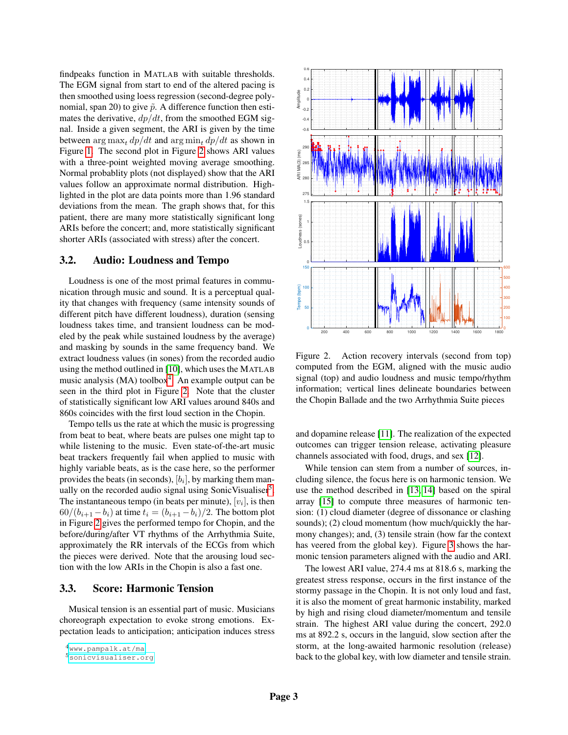findpeaks function in MATLAB with suitable thresholds. The EGM signal from start to end of the altered pacing is then smoothed using loess regression (second-degree polynomial, span 20) to give $\tilde{p}$. A difference function then estimates the derivative, $dp/dt$, from the smoothed EGM signal. Inside a given segment, the ARI is given by the time between $\arg\max_t dp/dt$ and $\arg\min_t dp/dt$ as shown in Figure 1. The second plot in Figure 2 shows ARI values with a three-point weighted moving average smoothing. Normal probablity plots (not displayed) show that the ARI values follow an approximate normal distribution. Highlighted in the plot are data points more than 1.96 standard deviations from the mean. The graph shows that, for this patient, there are many more statistically significant long ARIs before the concert; and, more statistically significant shorter ARIs (associated with stress) after the concert.

### 3.2. Audio: Loudness and Tempo

Loudness is one of the most primal features in communication through music and sound. It is a perceptual quality that changes with frequency (same intensity sounds of different pitch have different loudness), duration (sensing loudness takes time, and transient loudness can be modeled by the peak while sustained loudness by the average) and masking by sounds in the same frequency band. We extract loudness values (in sones) from the recorded audio using the method outlined in [10], which uses the MATLAB music analysis (MA) toolbox[4]. An example output can be seen in the third plot in Figure 2. Note that the cluster of statistically significant low ARI values around 840s and 860s coincides with the first loud section in the Chopin.

Tempo tells us the rate at which the music is progressing from beat to beat, where beats are pulses one might tap to while listening to the music. Even state-of-the-art music beat trackers frequently fail when applied to music with highly variable beats, as is the case here, so the performer provides the beats (in seconds), $[b_i]$, by marking them manually on the recorded audio signal using SonicVisualiser[5]. The instantaneous tempo (in beats per minute), $[v_i]$, is then $60/(b_{i+1} - b_i)$ at time $t_i = (b_{i+1} - b_i)/2$. The bottom plot in Figure 2 gives the performed tempo for Chopin, and the before/during/after VT rhythms of the Arrhythmia Suite, approximately the RR intervals of the ECGs from which the pieces were derived. Note that the arousing loud section with the low ARIs in the Chopin is also a fast one.

### 3.3. Score: Harmonic Tension

Musical tension is an essential part of music. Musicians choreograph expectation to evoke strong emotions. Expectation leads to anticipation; anticipation induces stress

[4] www.pampalk.at/ma

[5] sonicvisualiser.org

Figure 2. Action recovery intervals (second from top) computed from the EGM, aligned with the music audio signal (top) and audio loudness and music tempo/rhythm information; vertical lines delineate boundaries between the Chopin Ballade and the two Arrhythmia Suite pieces

and dopamine release [11]. The realization of the expected outcomes can trigger tension release, activating pleasure channels associated with food, drugs, and sex [12].

While tension can stem from a number of sources, including silence, the focus here is on harmonic tension. We use the method described in [13, 14] based on the spiral array [15] to compute three measures of harmonic tension: (1) cloud diameter (degree of dissonance or clashing sounds); (2) cloud momentum (how much/quickly the harmony changes); and, (3) tensile strain (how far the context has veered from the global key). Figure 3 shows the harmonic tension parameters aligned with the audio and ARI.

The lowest ARI value, 274.4 ms at 818.6 s, marking the greatest stress response, occurs in the first instance of the stormy passage in the Chopin. It is not only loud and fast, it is also the moment of great harmonic instability, marked by high and rising cloud diameter/momentum and tensile strain. The highest ARI value during the concert, 292.0 ms at 892.2 s, occurs in the languid, slow section after the storm, at the long-awaited harmonic resolution (release) back to the global key, with low diameter and tensile strain.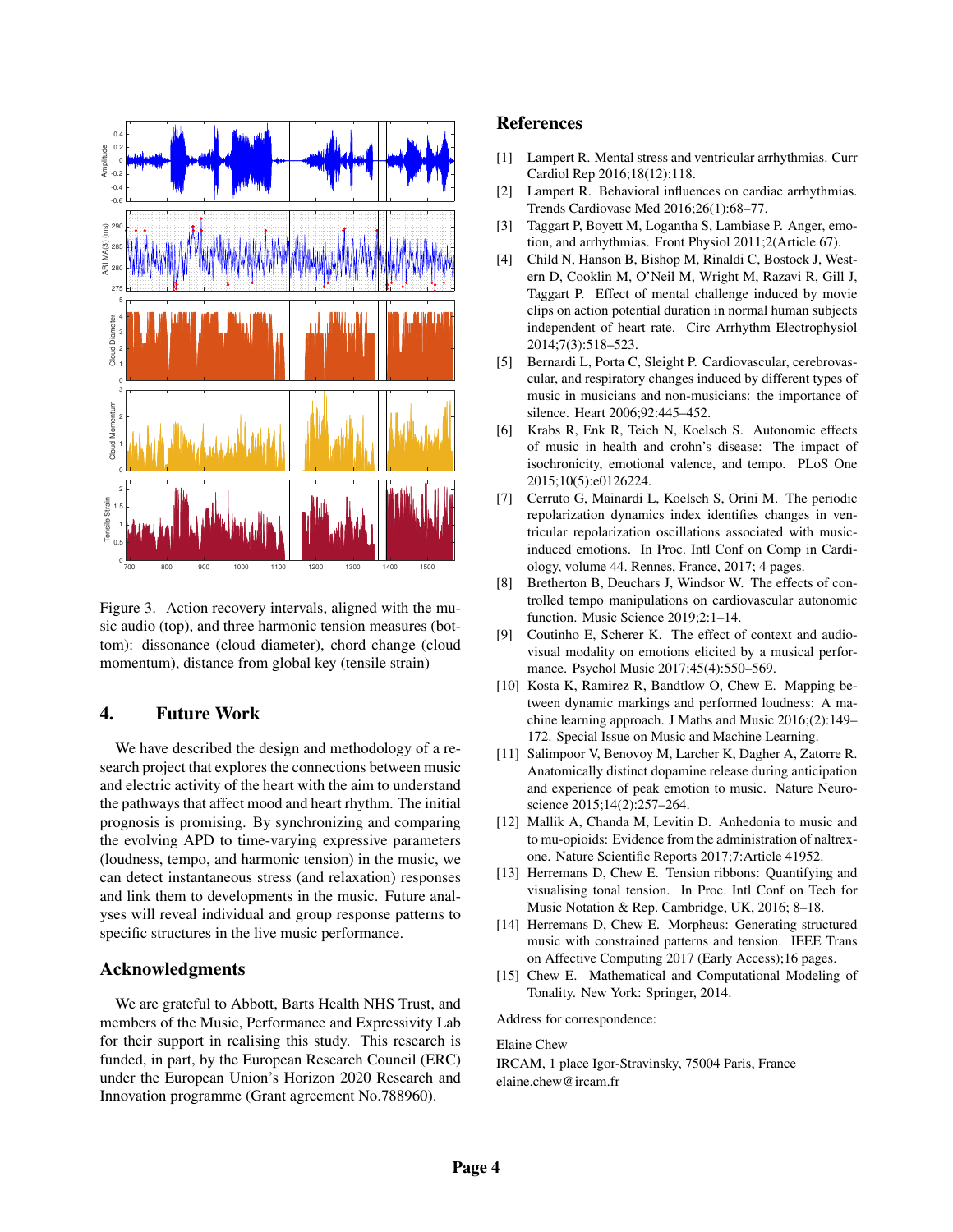Amplitude
0.4
0.2
0
-0.2
-0.4
-0.6

ARI MA(3) (ms)
290
285
280
275

Cloud Diameter
5
4
3
2
1
0

Cloud Momentum
3
2
1
0

Tensile Strain
2
1.5
1
0.5
0

700 800 900 1000 1100 1200 1300 1400 1500

Figure 3. Action recovery intervals, aligned with the music audio (top), and three harmonic tension measures (bottom): dissonance (cloud diameter), chord change (cloud momentum), distance from global key (tensile strain)

## 4. Future Work

We have described the design and methodology of a research project that explores the connections between music and electric activity of the heart with the aim to understand the pathways that affect mood and heart rhythm. The initial prognosis is promising. By synchronizing and comparing the evolving APD to time-varying expressive parameters (loudness, tempo, and harmonic tension) in the music, we can detect instantaneous stress (and relaxation) responses and link them to developments in the music. Future analyses will reveal individual and group response patterns to specific structures in the live music performance.

## Acknowledgments

We are grateful to Abbott, Barts Health NHS Trust, and members of the Music, Performance and Expressivity Lab for their support in realising this study. This research is funded, in part, by the European Research Council (ERC) under the European Union's Horizon 2020 Research and Innovation programme (Grant agreement No.788960).

## References

[1] Lampert R. Mental stress and ventricular arrhythmias. Curr Cardiol Rep 2016;18(12):118.

[2] Lampert R. Behavioral influences on cardiac arrhythmias. Trends Cardiovasc Med 2016;26(1):68–77.

[3] Taggart P, Boyett M, Logantha S, Lambiase P. Anger, emotion, and arrhythmias. Front Physiol 2011;2(Article 67).

[4] Child N, Hanson B, Bishop M, Rinaldi C, Bostock J, Western D, Cooklin M, O'Neil M, Wright M, Razavi R, Gill J, Taggart P. Effect of mental challenge induced by movie clips on action potential duration in normal human subjects independent of heart rate. Circ Arrhythm Electrophysiol 2014;7(3):518–523.

[5] Bernardi L, Porta C, Sleight P. Cardiovascular, cerebrovascular, and respiratory changes induced by different types of music in musicians and non-musicians: the importance of silence. Heart 2006;92:445–452.

[6] Krabs R, Enk R, Teich N, Koelsch S. Autonomic effects of music in health and crohn's disease: The impact of isochronicity, emotional valence, and tempo. PLoS One 2015;10(5):e0126224.

[7] Cerruto G, Mainardi L, Koelsch S, Orini M. The periodic repolarization dynamics index identifies changes in ventricular repolarization oscillations associated with music-induced emotions. In Proc. Intl Conf on Comp in Cardiology, volume 44. Rennes, France, 2017; 4 pages.

[8] Bretherton B, Deuchars J, Windsor W. The effects of controlled tempo manipulations on cardiovascular autonomic function. Music Science 2019;2:1–14.

[9] Coutinho E, Scherer K. The effect of context and audiovisual modality on emotions elicited by a musical performance. Psychol Music 2017;45(4):550–569.

[10] Kosta K, Ramirez R, Bandtlow O, Chew E. Mapping between dynamic markings and performed loudness: A machine learning approach. J Maths and Music 2016;(2):149–172. Special Issue on Music and Machine Learning.

[11] Salimpoor V, Benovoy M, Larcher K, Dagher A, Zatorre R. Anatomically distinct dopamine release during anticipation and experience of peak emotion to music. Nature Neuroscience 2015;14(2):257–264.

[12] Mallik A, Chanda M, Levitin D. Anhedonia to music and to mu-opioids: Evidence from the administration of naltrexone. Nature Scientific Reports 2017;7:Article 41952.

[13] Herremans D, Chew E. Tension ribbons: Quantifying and visualising tonal tension. In Proc. Intl Conf on Tech for Music Notation & Rep. Cambridge, UK, 2016; 8–18.

[14] Herremans D, Chew E. Morpheus: Generating structured music with constrained patterns and tension. IEEE Trans on Affective Computing 2017 (Early Access);16 pages.

[15] Chew E. Mathematical and Computational Modeling of Tonality. New York: Springer, 2014.

Address for correspondence:

Elaine Chew
IRCAM, 1 place Igor-Stravinsky, 75004 Paris, France
elaine.chew@ircam.fr